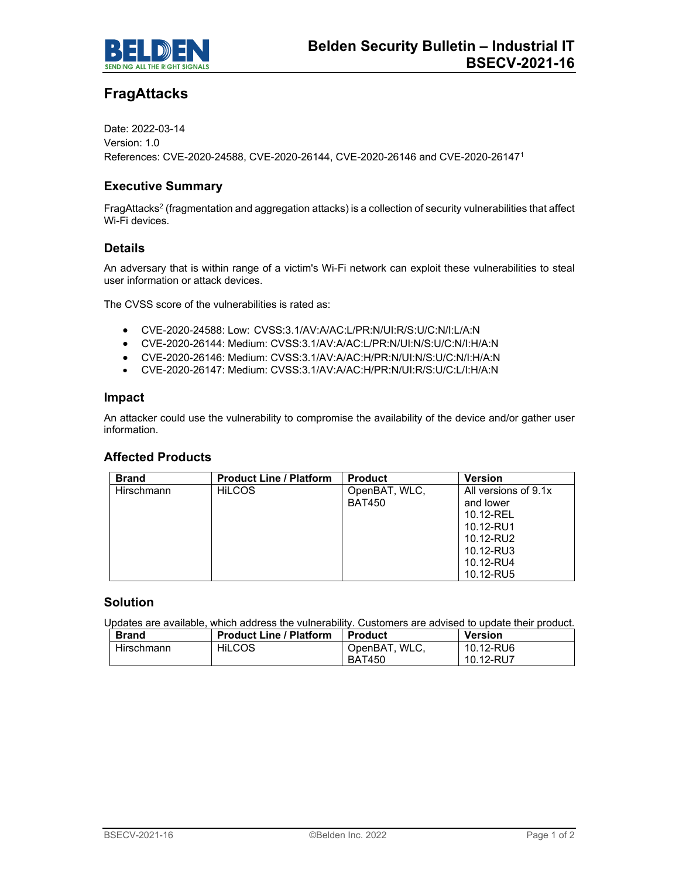# FragAttacks

Date: 2022-03-14
Version: 1.0
References: CVE-2020-24588, CVE-2020-26144, CVE-2020-26146 and CVE-2020-26147[1]

## Executive Summary

FragAttacks[2] (fragmentation and aggregation attacks) is a collection of security vulnerabilities that affect Wi-Fi devices.

## Details

An adversary that is within range of a victim's Wi-Fi network can exploit these vulnerabilities to steal user information or attack devices.

The CVSS score of the vulnerabilities is rated as:

- CVE-2020-24588: Low: CVSS:3.1/AV:A/AC:L/PR:N/UI:R/S:U/C:N/I:L/A:N
- CVE-2020-26144: Medium: CVSS:3.1/AV:A/AC:L/PR:N/UI:N/S:U/C:N/I:H/A:N
- CVE-2020-26146: Medium: CVSS:3.1/AV:A/AC:H/PR:N/UI:N/S:U/C:N/I:H/A:N
- CVE-2020-26147: Medium: CVSS:3.1/AV:A/AC:H/PR:N/UI:R/S:U/C:L/I:H/A:N

## Impact

An attacker could use the vulnerability to compromise the availability of the device and/or gather user information.

## Affected Products

| Brand | Product Line / Platform | Product | Version |
|---|---|---|---|
| Hirschmann | HiLCOS | OpenBAT, WLC, BAT450 | All versions of 9.1x and lower<br>10.12-REL<br>10.12-RU1<br>10.12-RU2<br>10.12-RU3<br>10.12-RU4<br>10.12-RU5 |

## Solution

Updates are available, which address the vulnerability. Customers are advised to update their product.

| Brand | Product Line / Platform | Product | Version |
|---|---|---|---|
| Hirschmann | HiLCOS | OpenBAT, WLC, BAT450 | 10.12-RU6<br>10.12-RU7 |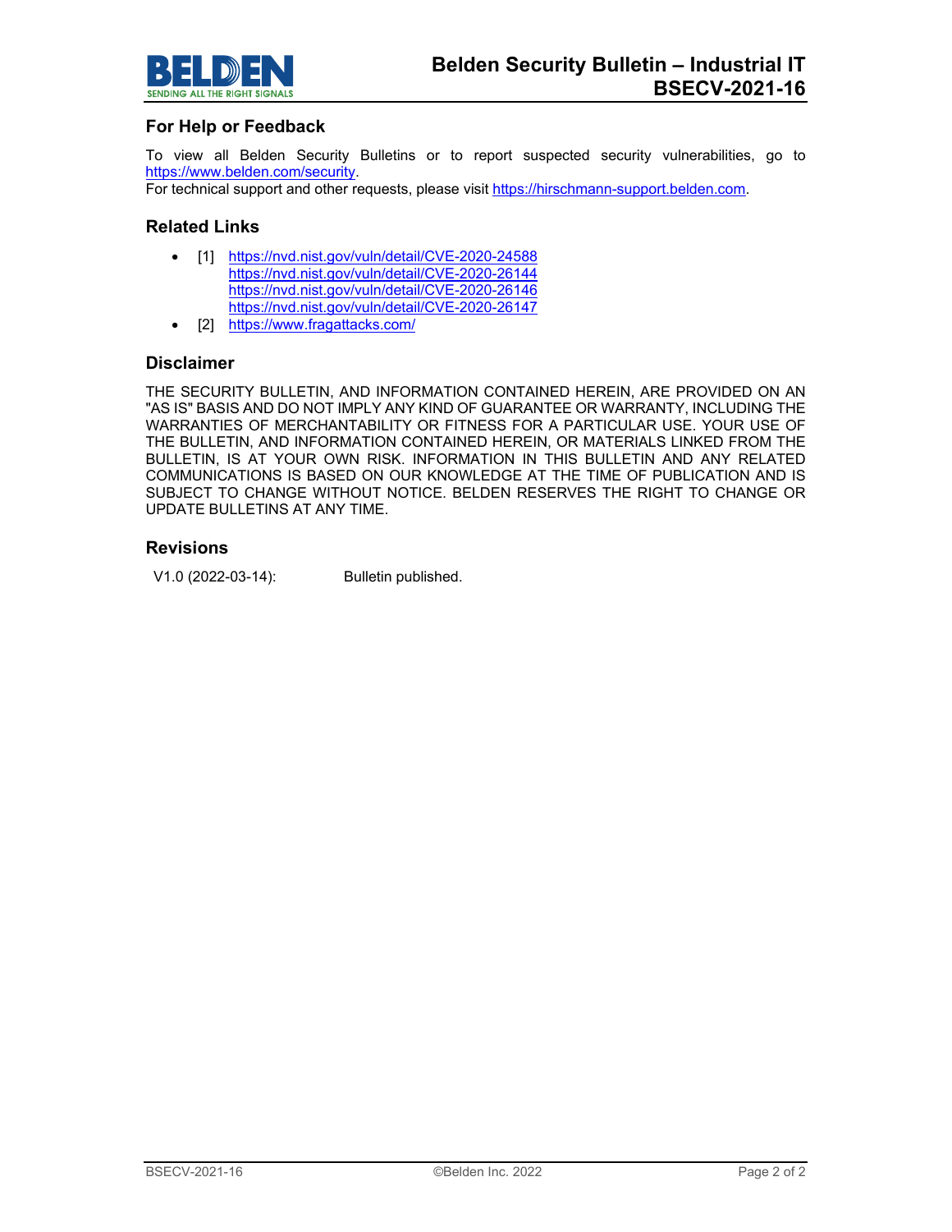## For Help or Feedback

To view all Belden Security Bulletins or to report suspected security vulnerabilities, go to https://www.belden.com/security.
For technical support and other requests, please visit https://hirschmann-support.belden.com.

## Related Links

- [1] https://nvd.nist.gov/vuln/detail/CVE-2020-24588
  https://nvd.nist.gov/vuln/detail/CVE-2020-26144
  https://nvd.nist.gov/vuln/detail/CVE-2020-26146
  https://nvd.nist.gov/vuln/detail/CVE-2020-26147
- [2] https://www.fragattacks.com/

## Disclaimer

THE SECURITY BULLETIN, AND INFORMATION CONTAINED HEREIN, ARE PROVIDED ON AN "AS IS" BASIS AND DO NOT IMPLY ANY KIND OF GUARANTEE OR WARRANTY, INCLUDING THE WARRANTIES OF MERCHANTABILITY OR FITNESS FOR A PARTICULAR USE. YOUR USE OF THE BULLETIN, AND INFORMATION CONTAINED HEREIN, OR MATERIALS LINKED FROM THE BULLETIN, IS AT YOUR OWN RISK. INFORMATION IN THIS BULLETIN AND ANY RELATED COMMUNICATIONS IS BASED ON OUR KNOWLEDGE AT THE TIME OF PUBLICATION AND IS SUBJECT TO CHANGE WITHOUT NOTICE. BELDEN RESERVES THE RIGHT TO CHANGE OR UPDATE BULLETINS AT ANY TIME.

## Revisions

| | |
|---|---|
| V1.0 (2022-03-14): | Bulletin published. |